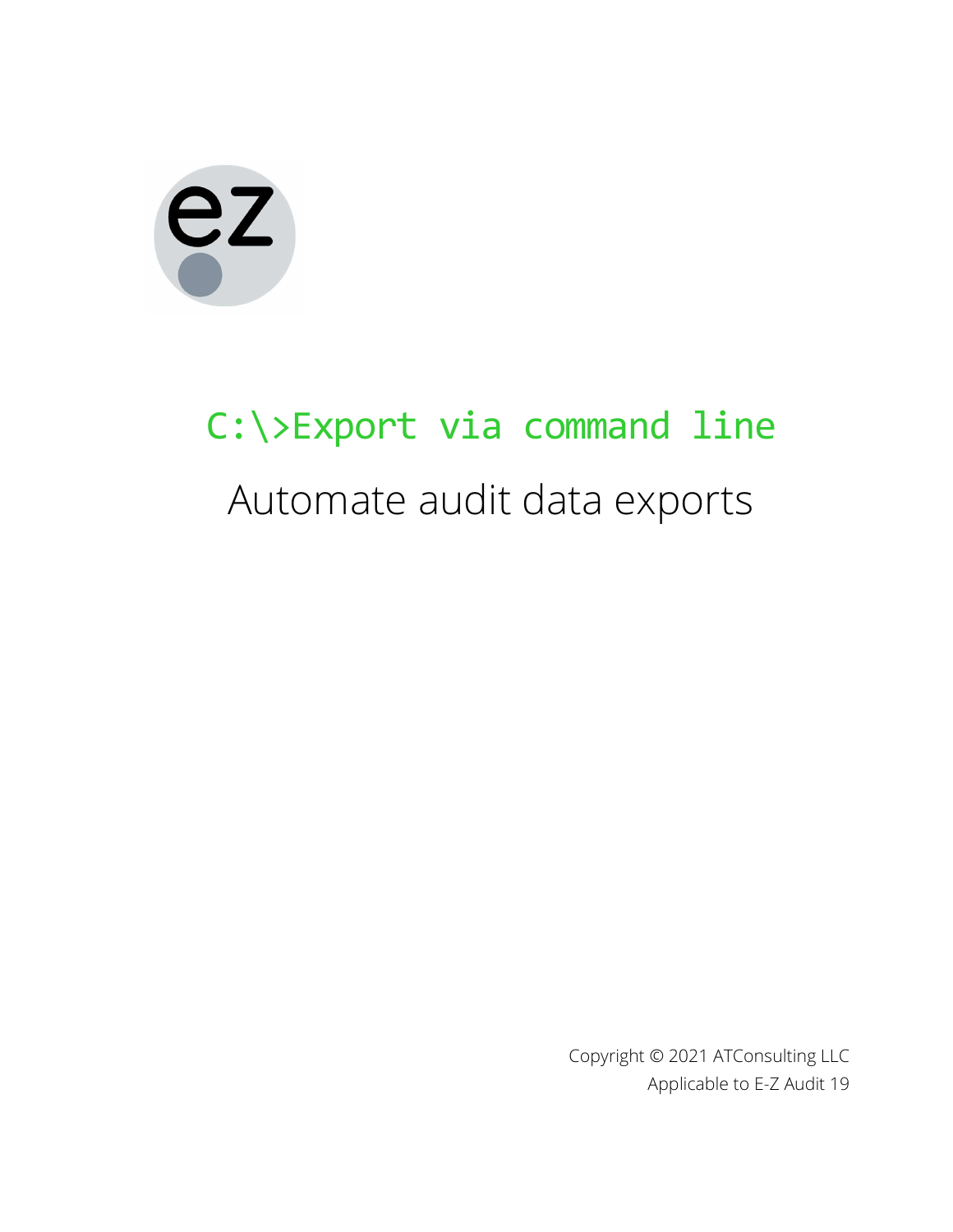# C:\>Export via command line

## Automate audit data exports

Copyright © 2021 ATConsulting LLC
Applicable to E-Z Audit 19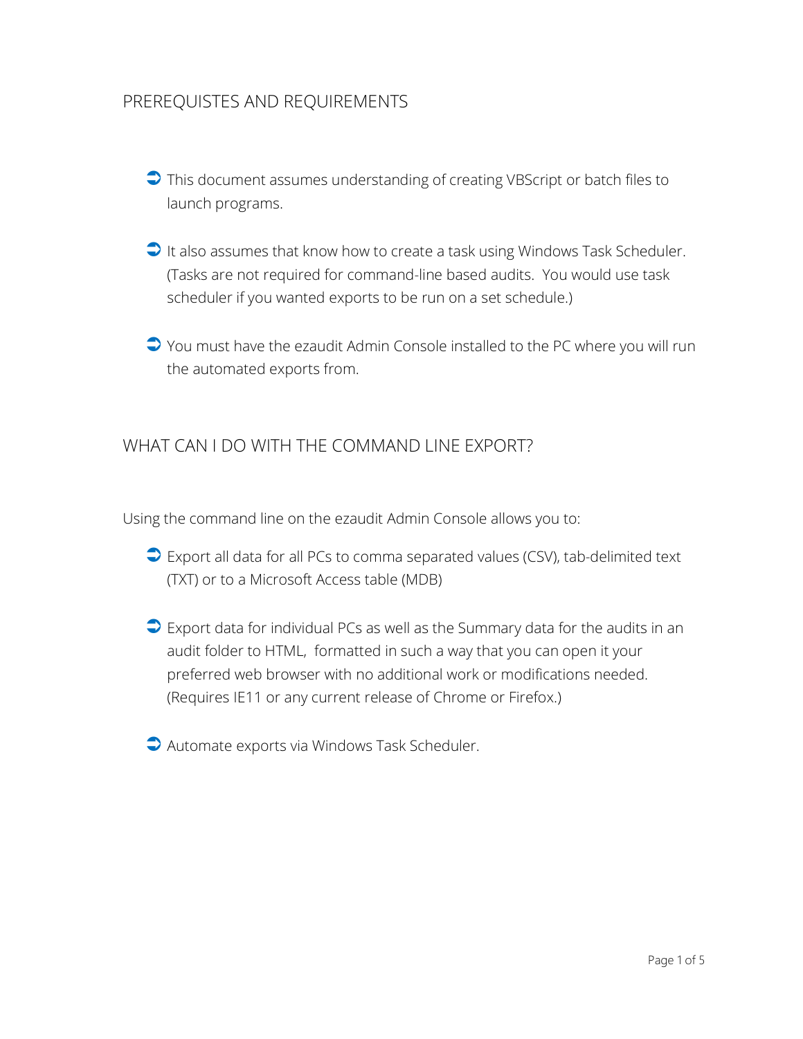## PREREQUISTES AND REQUIREMENTS

- This document assumes understanding of creating VBScript or batch files to launch programs.
- It also assumes that know how to create a task using Windows Task Scheduler. (Tasks are not required for command-line based audits.  You would use task scheduler if you wanted exports to be run on a set schedule.)
- You must have the ezaudit Admin Console installed to the PC where you will run the automated exports from.

## WHAT CAN I DO WITH THE COMMAND LINE EXPORT?

Using the command line on the ezaudit Admin Console allows you to:

- Export all data for all PCs to comma separated values (CSV), tab-delimited text (TXT) or to a Microsoft Access table (MDB)
- Export data for individual PCs as well as the Summary data for the audits in an audit folder to HTML,  formatted in such a way that you can open it your preferred web browser with no additional work or modifications needed. (Requires IE11 or any current release of Chrome or Firefox.)
- Automate exports via Windows Task Scheduler.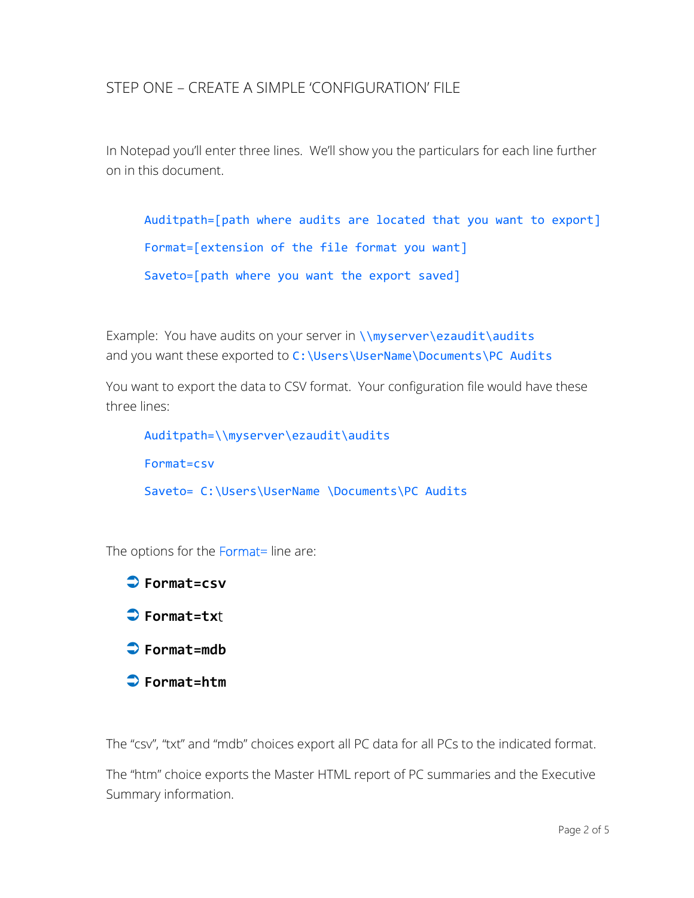## STEP ONE – CREATE A SIMPLE 'CONFIGURATION' FILE

In Notepad you'll enter three lines. We'll show you the particulars for each line further on in this document.

```
Auditpath=[path where audits are located that you want to export]
Format=[extension of the file format you want]
Saveto=[path where you want the export saved]
```

Example: You have audits on your server in `\\myserver\ezaudit\audits` and you want these exported to `C:\Users\UserName\Documents\PC Audits`

You want to export the data to CSV format. Your configuration file would have these three lines:

```
Auditpath=\\myserver\ezaudit\audits
Format=csv
Saveto= C:\Users\UserName \Documents\PC Audits
```

The options for the Format= line are:

- **Format=csv**
- **Format=txt**
- **Format=mdb**
- **Format=htm**

The "csv", "txt" and "mdb" choices export all PC data for all PCs to the indicated format.

The "htm" choice exports the Master HTML report of PC summaries and the Executive Summary information.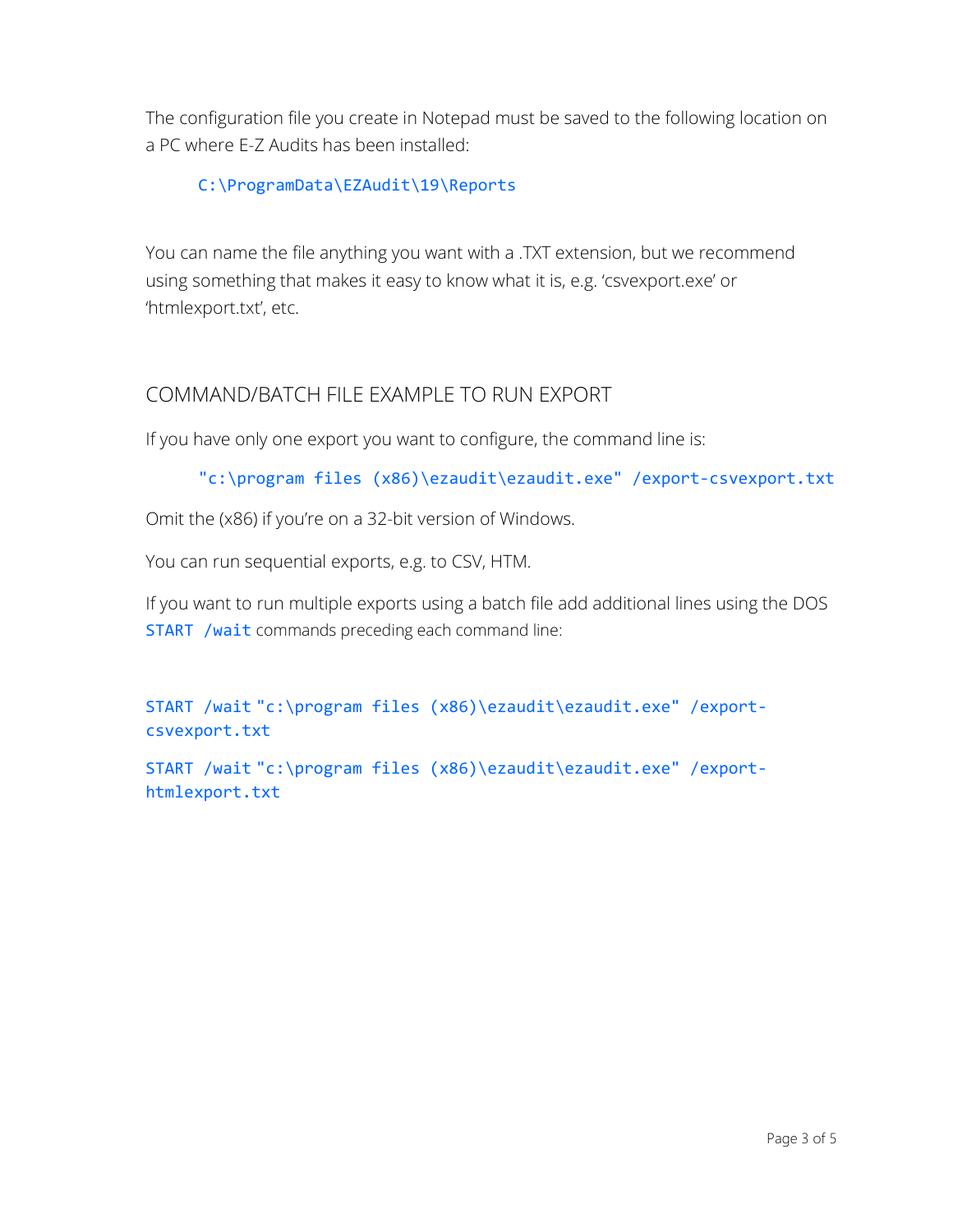The configuration file you create in Notepad must be saved to the following location on a PC where E-Z Audits has been installed:

```
C:\ProgramData\EZAudit\19\Reports
```

You can name the file anything you want with a .TXT extension, but we recommend using something that makes it easy to know what it is, e.g. 'csvexport.exe' or 'htmlexport.txt', etc.

## COMMAND/BATCH FILE EXAMPLE TO RUN EXPORT

If you have only one export you want to configure, the command line is:

```
"c:\program files (x86)\ezaudit\ezaudit.exe" /export-csvexport.txt
```

Omit the (x86) if you're on a 32-bit version of Windows.

You can run sequential exports, e.g. to CSV, HTM.

If you want to run multiple exports using a batch file add additional lines using the DOS `START /wait` commands preceding each command line:

```
START /wait "c:\program files (x86)\ezaudit\ezaudit.exe" /export-csvexport.txt

START /wait "c:\program files (x86)\ezaudit\ezaudit.exe" /export-htmlexport.txt
```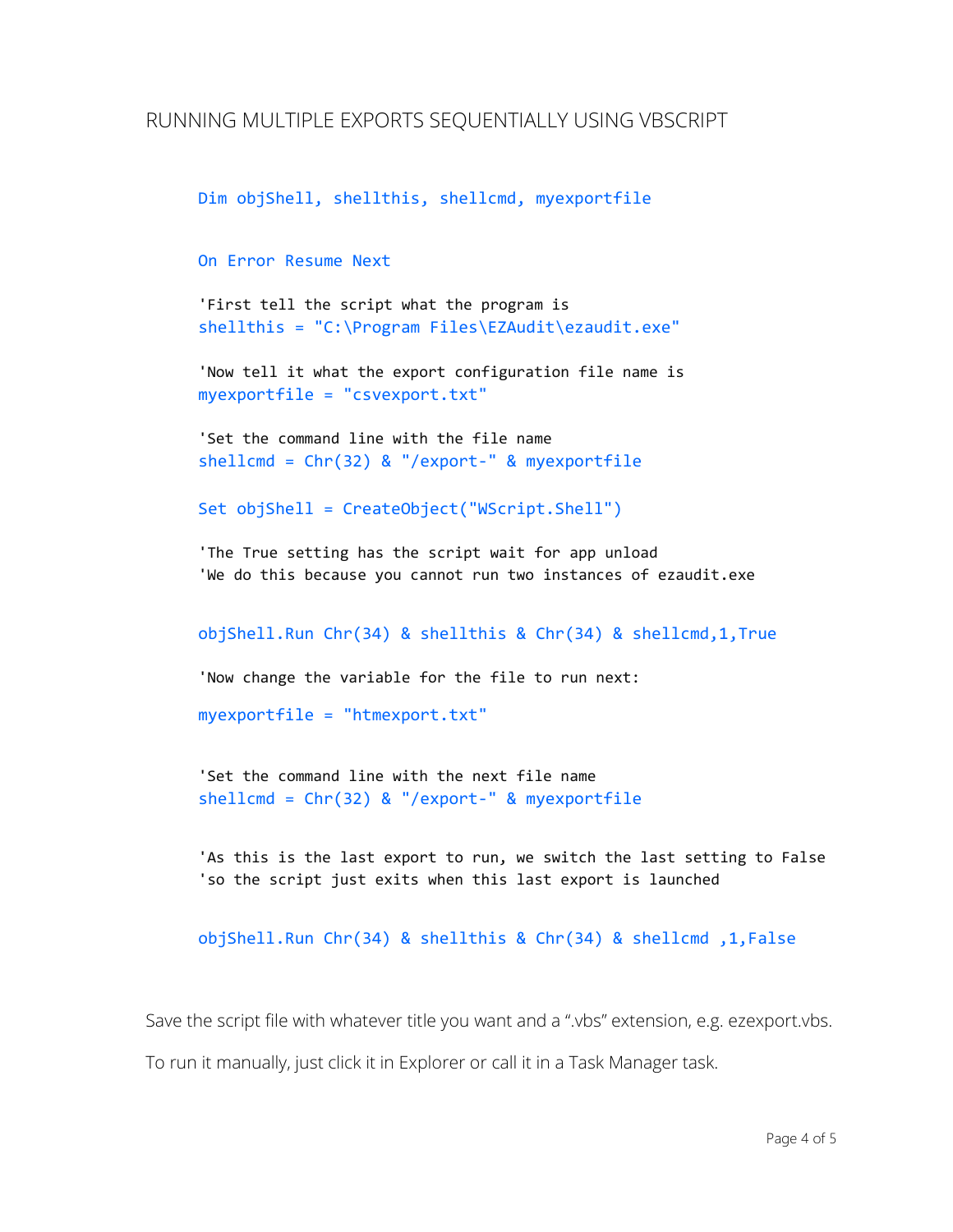## RUNNING MULTIPLE EXPORTS SEQUENTIALLY USING VBSCRIPT

```
Dim objShell, shellthis, shellcmd, myexportfile

On Error Resume Next

'First tell the script what the program is
shellthis = "C:\Program Files\EZAudit\ezaudit.exe"

'Now tell it what the export configuration file name is
myexportfile = "csvexport.txt"

'Set the command line with the file name
shellcmd = Chr(32) & "/export-" & myexportfile

Set objShell = CreateObject("WScript.Shell")

'The True setting has the script wait for app unload
'We do this because you cannot run two instances of ezaudit.exe

objShell.Run Chr(34) & shellthis & Chr(34) & shellcmd,1,True

'Now change the variable for the file to run next:

myexportfile = "htmexport.txt"

'Set the command line with the next file name
shellcmd = Chr(32) & "/export-" & myexportfile

'As this is the last export to run, we switch the last setting to False
'so the script just exits when this last export is launched

objShell.Run Chr(34) & shellthis & Chr(34) & shellcmd ,1,False
```

Save the script file with whatever title you want and a ".vbs" extension, e.g. ezexport.vbs.

To run it manually, just click it in Explorer or call it in a Task Manager task.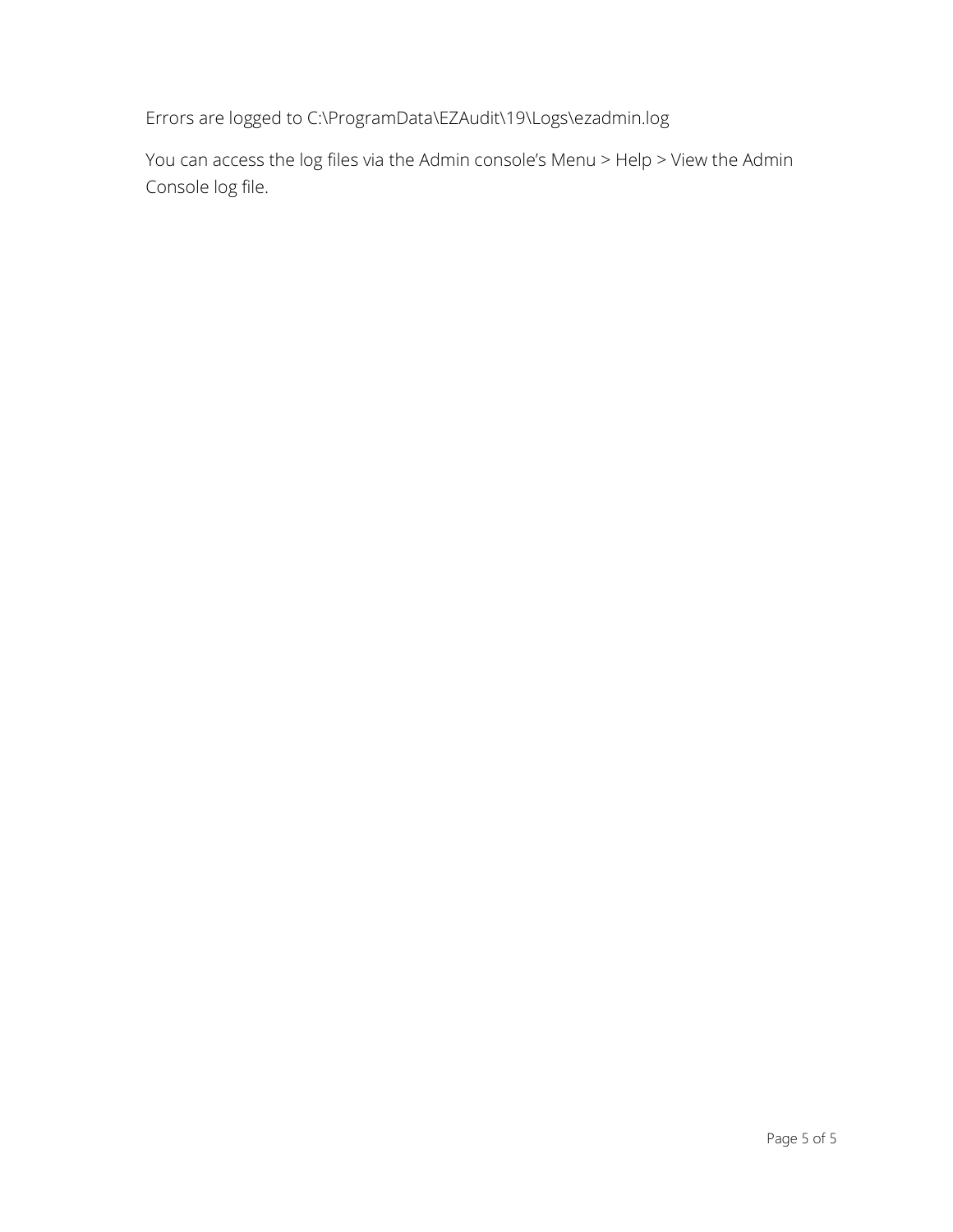Errors are logged to C:\ProgramData\EZAudit\19\Logs\ezadmin.log

You can access the log files via the Admin console's Menu > Help > View the Admin Console log file.